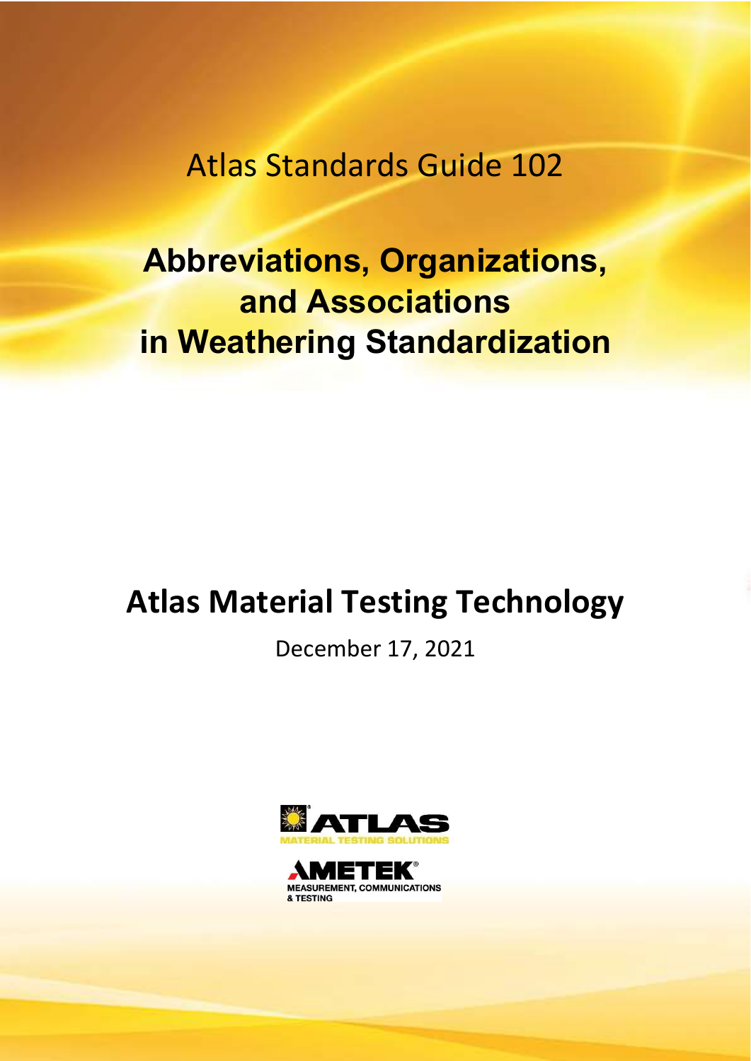Atlas Standards Guide 102

# Abbreviations, Organizations, and Associations in Weathering Standardization

## Atlas Material Testing Technology

December 17, 2021

ATLAS
MATERIAL TESTING SOLUTIONS

AMETEK®
MEASUREMENT, COMMUNICATIONS & TESTING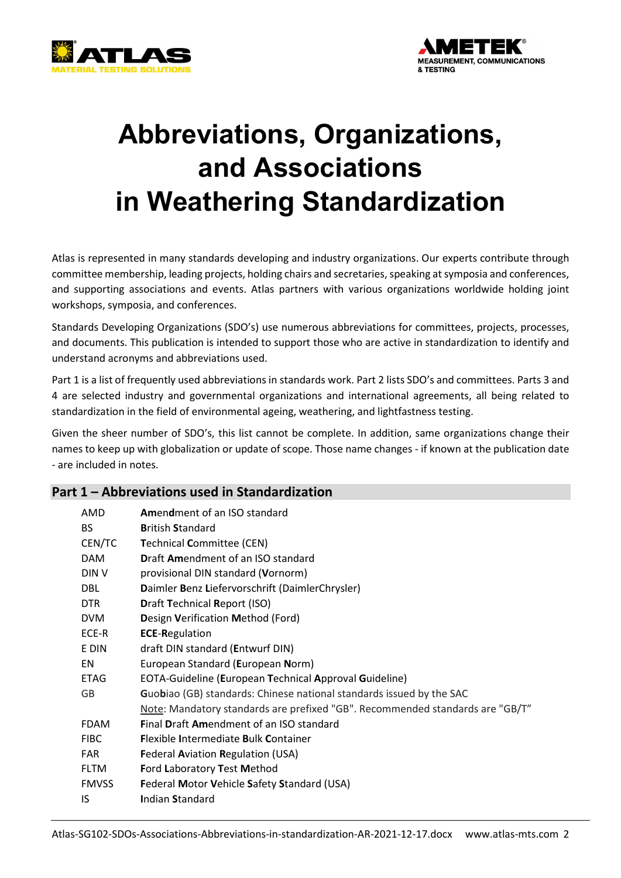# Abbreviations, Organizations, and Associations in Weathering Standardization

Atlas is represented in many standards developing and industry organizations. Our experts contribute through committee membership, leading projects, holding chairs and secretaries, speaking at symposia and conferences, and supporting associations and events. Atlas partners with various organizations worldwide holding joint workshops, symposia, and conferences.

Standards Developing Organizations (SDO's) use numerous abbreviations for committees, projects, processes, and documents. This publication is intended to support those who are active in standardization to identify and understand acronyms and abbreviations used.

Part 1 is a list of frequently used abbreviations in standards work. Part 2 lists SDO's and committees. Parts 3 and 4 are selected industry and governmental organizations and international agreements, all being related to standardization in the field of environmental ageing, weathering, and lightfastness testing.

Given the sheer number of SDO's, this list cannot be complete. In addition, same organizations change their names to keep up with globalization or update of scope. Those name changes - if known at the publication date - are included in notes.

## Part 1 – Abbreviations used in Standardization

| | |
|---|---|
| AMD | **Am**en**d**ment of an ISO standard |
| BS | **B**ritish **S**tandard |
| CEN/TC | **T**echnical **C**ommittee (CEN) |
| DAM | **D**raft **Am**endment of an ISO standard |
| DIN V | provisional DIN standard (**V**ornorm) |
| DBL | **D**aimler **B**enz **L**iefervorschrift (DaimlerChrysler) |
| DTR | **D**raft **T**echnical **R**eport (ISO) |
| DVM | **D**esign **V**erification **M**ethod (Ford) |
| ECE-R | **ECE**-**R**egulation |
| E DIN | draft DIN standard (**E**ntwurf DIN) |
| EN | European Standard (**E**uropean **N**orm) |
| ETAG | EOTA-Guideline (**E**uropean **T**echnical **A**pproval **G**uideline) |
| GB | **G**uo**b**iao (GB) standards: Chinese national standards issued by the SAC<br>Note: Mandatory standards are prefixed "GB". Recommended standards are "GB/T" |
| FDAM | **F**inal **D**raft **Am**endment of an ISO standard |
| FIBC | **F**lexible **I**ntermediate **B**ulk **C**ontainer |
| FAR | **F**ederal **A**viation **R**egulation (USA) |
| FLTM | **F**ord **L**aboratory **T**est **M**ethod |
| FMVSS | **F**ederal **M**otor **V**ehicle **S**afety **S**tandard (USA) |
| IS | **I**ndian **S**tandard |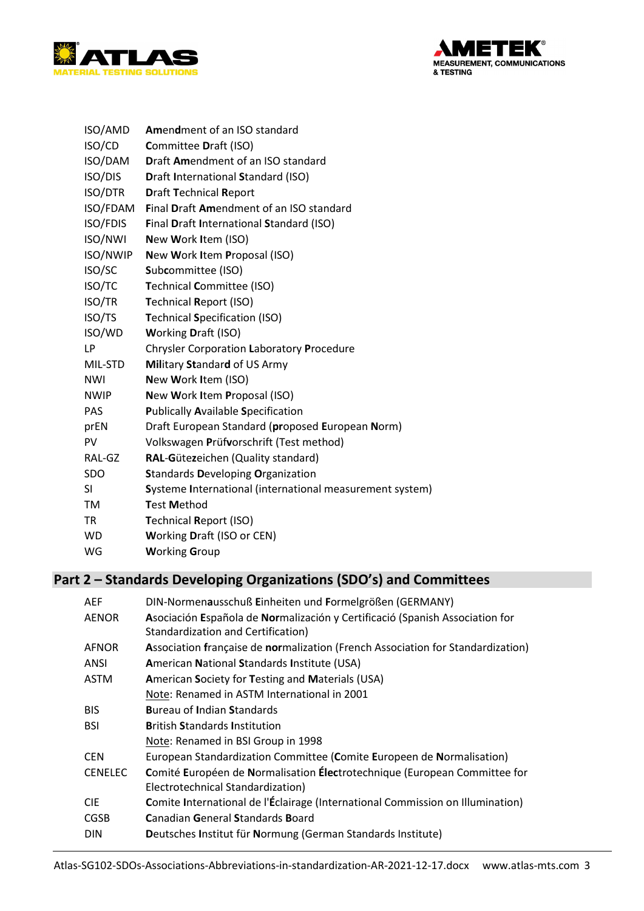| | |
|---|---|
| ISO/AMD | **Am**end**d**ment of an ISO standard |
| ISO/CD | **C**ommittee **D**raft (ISO) |
| ISO/DAM | **D**raft **Am**endment of an ISO standard |
| ISO/DIS | **D**raft **I**nternational **S**tandard (ISO) |
| ISO/DTR | **D**raft **T**echnical **R**eport |
| ISO/FDAM | **F**inal **D**raft **Am**endment of an ISO standard |
| ISO/FDIS | **F**inal **D**raft **I**nternational **S**tandard (ISO) |
| ISO/NWI | **N**ew **W**ork **I**tem (ISO) |
| ISO/NWIP | **N**ew **W**ork **I**tem **P**roposal (ISO) |
| ISO/SC | **S**ub**c**ommittee (ISO) |
| ISO/TC | **T**echnical **C**ommittee (ISO) |
| ISO/TR | **T**echnical **R**eport (ISO) |
| ISO/TS | **T**echnical **S**pecification (ISO) |
| ISO/WD | **W**orking **D**raft (ISO) |
| LP | Chrysler Corporation **L**aboratory **P**rocedure |
| MIL-STD | **Mil**itary **St**andar**d** of US Army |
| NWI | **N**ew **W**ork **I**tem (ISO) |
| NWIP | **N**ew **W**ork **I**tem **P**roposal (ISO) |
| PAS | **P**ublically **A**vailable **S**pecification |
| prEN | Draft European Standard (**pr**oposed **E**uropean **N**orm) |
| PV | Volkswagen **P**rüf**v**orschrift (Test method) |
| RAL-GZ | **RAL**-**G**üte**z**eichen (Quality standard) |
| SDO | **S**tandards **D**eveloping **O**rganization |
| SI | **S**ysteme **I**nternational (international measurement system) |
| TM | **T**est **M**ethod |
| TR | **T**echnical **R**eport (ISO) |
| WD | **W**orking **D**raft (ISO or CEN) |
| WG | **W**orking **G**roup |

## Part 2 – Standards Developing Organizations (SDO's) and Committees

| | |
|---|---|
| AEF | DIN-Normen**a**usschuß **E**inheiten und **F**ormelgrößen (GERMANY) |
| AENOR | **A**sociación **E**spañola de **Nor**malización y Certificació (Spanish Association for Standardization and Certification) |
| AFNOR | **A**ssociation **f**rançaise de **nor**malization (French Association for Standardization) |
| ANSI | **A**merican **N**ational **S**tandards **I**nstitute (USA) |
| ASTM | **A**merican **S**ociety for **T**esting and **M**aterials (USA)<br>Note: Renamed in ASTM International in 2001 |
| BIS | **B**ureau of **I**ndian **S**tandards |
| BSI | **B**ritish **S**tandards **I**nstitution<br>Note: Renamed in BSI Group in 1998 |
| CEN | European Standardization Committee (**C**omite **E**uropeen de **N**ormalisation) |
| CENELEC | **C**omité **E**uropéen de **N**ormalisation **Élec**trotechnique (European Committee for Electrotechnical Standardization) |
| CIE | **C**omite **I**nternational de l'**É**clairage (International Commission on Illumination) |
| CGSB | **C**anadian **G**eneral **S**tandards **B**oard |
| DIN | **D**eutsches **I**nstitut für **N**ormung (German Standards Institute) |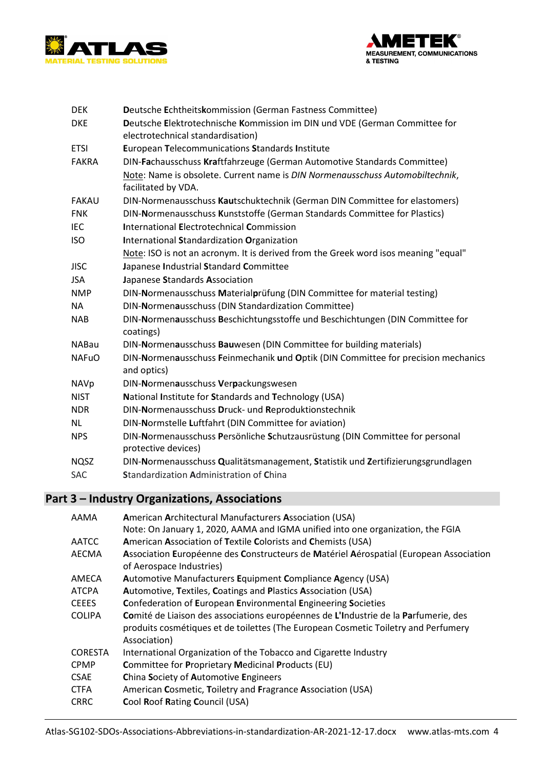| | |
|---|---|
| DEK | **D**eutsche **E**chtheits**k**ommission (German Fastness Committee) |
| DKE | **D**eutsche **E**lektrotechnische **K**ommission im DIN und VDE (German Committee for electrotechnical standardisation) |
| ETSI | **E**uropean **T**elecommunications **S**tandards **I**nstitute |
| FAKRA | DIN-**Fa**chausschuss **Kra**ftfahrzeuge (German Automotive Standards Committee) <br> Note: Name is obsolete. Current name is *DIN Normenausschuss Automobiltechnik*, facilitated by VDA. |
| FAKAU | DIN-Normenausschuss **Kau**tschuktechnik (German DIN Committee for elastomers) |
| FNK | DIN-**N**ormenausschuss **K**unststoffe (German Standards Committee for Plastics) |
| IEC | **I**nternational **E**lectrotechnical **C**ommission |
| ISO | **I**nternational **S**tandardization **O**rganization <br> Note: ISO is not an acronym. It is derived from the Greek word isos meaning "equal" |
| JISC | **J**apanese **I**ndustrial **S**tandard **C**ommittee |
| JSA | **J**apanese **S**tandards **A**ssociation |
| NMP | DIN-**N**ormenausschuss **M**aterial**p**rüfung (DIN Committee for material testing) |
| NA | DIN-**N**ormen**a**usschuss (DIN Standardization Committee) |
| NAB | DIN-**N**ormen**a**usschuss **B**eschichtungsstoffe und Beschichtungen (DIN Committee for coatings) |
| NABau | DIN-**N**ormen**a**usschuss **Bau**wesen (DIN Committee for building materials) |
| NAFuO | DIN-**N**ormen**a**usschuss **F**einmechanik **u**nd **O**ptik (DIN Committee for precision mechanics and optics) |
| NAVp | DIN-**N**ormen**a**usschuss **V**er**p**ackungswesen |
| NIST | **N**ational **I**nstitute for **S**tandards and **T**echnology (USA) |
| NDR | DIN-**N**ormenausschuss **D**ruck- und **R**eproduktionstechnik |
| NL | DIN-**N**ormstelle **L**uftfahrt (DIN Committee for aviation) |
| NPS | DIN-**N**ormenausschuss **P**ersönliche **S**chutzausrüstung (DIN Committee for personal protective devices) |
| NQSZ | DIN-**N**ormenausschuss **Q**ualitätsmanagement, **S**tatistik und **Z**ertifizierungsgrundlagen |
| SAC | **S**tandardization **A**dministration of **C**hina |

## Part 3 – Industry Organizations, Associations

| | |
|---|---|
| AAMA | **A**merican **A**rchitectural **M**anufacturers **A**ssociation (USA) <br> Note: On January 1, 2020, AAMA and IGMA unified into one organization, the FGIA |
| AATCC | **A**merican **A**ssociation of **T**extile **C**olorists and **C**hemists (USA) |
| AECMA | **A**ssociation **E**uropéenne des **C**onstructeurs de **M**atériel **A**érospatial (European Association of Aerospace Industries) |
| AMECA | **A**utomotive **M**anufacturers **E**quipment **C**ompliance **A**gency (USA) |
| ATCPA | **A**utomotive, **T**extiles, **C**oatings and **P**lastics **A**ssociation (USA) |
| CEEES | **C**onfederation of **E**uropean **E**nvironmental **E**ngineering **S**ocieties |
| COLIPA | **Co**mité de **Li**aison des associations européennes de **L'I**ndustrie de la **Pa**rfumerie, des produits cosmétiques et de toilettes (The European Cosmetic Toiletry and Perfumery Association) |
| CORESTA | International Organization of the Tobacco and Cigarette Industry |
| CPMP | **C**ommittee for **P**roprietary **M**edicinal **P**roducts (EU) |
| CSAE | **C**hina **S**ociety of **A**utomotive **E**ngineers |
| CTFA | American **C**osmetic, **T**oiletry and **F**ragrance **A**ssociation (USA) |
| CRRC | **C**ool **R**oof **R**ating **C**ouncil (USA) |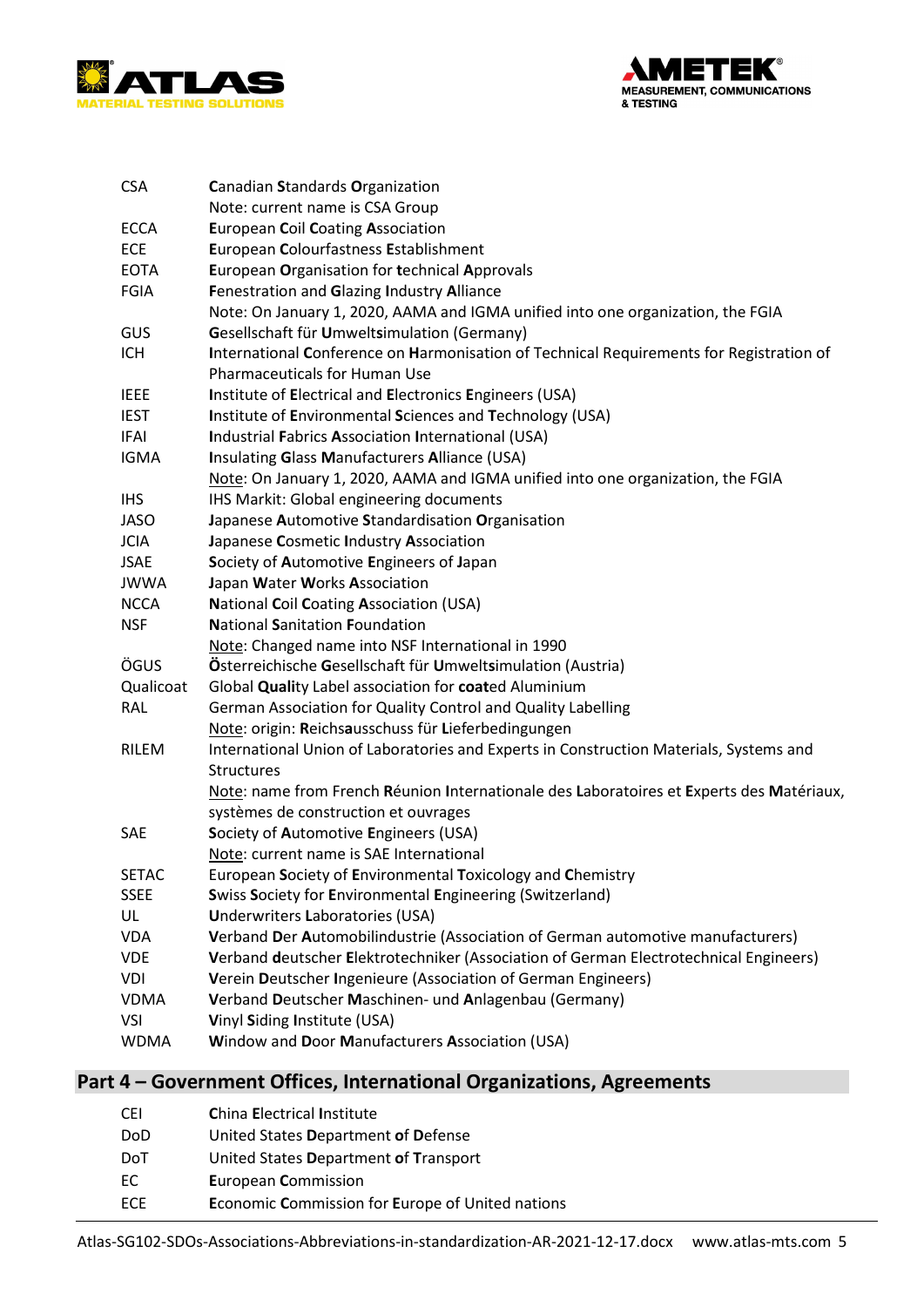| | |
|---|---|
| CSA | **C**anadian **S**tandards **O**rganization<br>Note: current name is CSA Group |
| ECCA | **E**uropean **C**oil **C**oating **A**ssociation |
| ECE | **E**uropean **C**olourfastness **E**stablishment |
| EOTA | **E**uropean **O**rganisation for **t**echnical **A**pprovals |
| FGIA | **F**enestration and **G**lazing **I**ndustry **A**lliance<br>Note: On January 1, 2020, AAMA and IGMA unified into one organization, the FGIA |
| GUS | **G**esellschaft für **U**mwelt**s**imulation (Germany) |
| ICH | **I**nternational **C**onference on **H**armonisation of Technical Requirements for Registration of Pharmaceuticals for Human Use |
| IEEE | **I**nstitute of **E**lectrical and **E**lectronics **E**ngineers (USA) |
| IEST | **I**nstitute of **E**nvironmental **S**ciences and **T**echnology (USA) |
| IFAI | **I**ndustrial **F**abrics **A**ssociation **I**nternational (USA) |
| IGMA | **I**nsulating **G**lass **M**anufacturers **A**lliance (USA)<br>Note: On January 1, 2020, AAMA and IGMA unified into one organization, the FGIA |
| IHS | IHS Markit: Global engineering documents |
| JASO | **J**apanese **A**utomotive **S**tandardisation **O**rganisation |
| JCIA | **J**apanese **C**osmetic **I**ndustry **A**ssociation |
| JSAE | **S**ociety of **A**utomotive **E**ngineers of **J**apan |
| JWWA | **J**apan **W**ater **W**orks **A**ssociation |
| NCCA | **N**ational **C**oil **C**oating **A**ssociation (USA) |
| NSF | **N**ational **S**anitation **F**oundation<br>Note: Changed name into NSF International in 1990 |
| ÖGUS | **Ö**sterreichische **G**esellschaft für **U**mwelt**s**imulation (Austria) |
| Qualicoat | Global **Quali**ty Label association for **coat**ed Aluminium |
| RAL | German Association for Quality Control and Quality Labelling<br>Note: origin: **R**eichs**a**usschuss für **L**ieferbedingungen |
| RILEM | International Union of Laboratories and Experts in Construction Materials, Systems and Structures<br>Note: name from French **R**éunion **I**nternationale des **L**aboratoires et **E**xperts des **M**atériaux, systèmes de construction et ouvrages |
| SAE | **S**ociety of **A**utomotive **E**ngineers (USA)<br>Note: current name is SAE International |
| SETAC | European **S**ociety of **E**nvironmental **T**oxicology **a**nd **C**hemistry |
| SSEE | **S**wiss **S**ociety for **E**nvironmental **E**ngineering (Switzerland) |
| UL | **U**nderwriters **L**aboratories (USA) |
| VDA | **V**erband **D**er **A**utomobilindustrie (Association of German automotive manufacturers) |
| VDE | **V**erband **d**eutscher **E**lektrotechniker (Association of German Electrotechnical Engineers) |
| VDI | **V**erein **D**eutscher **I**ngenieure (Association of German Engineers) |
| VDMA | **V**erband **D**eutscher **M**aschinen- und **A**nlagenbau (Germany) |
| VSI | **V**inyl **S**iding **I**nstitute (USA) |
| WDMA | **W**indow and **D**oor **M**anufacturers **A**ssociation (USA) |

## Part 4 – Government Offices, International Organizations, Agreements

| | |
|---|---|
| CEI | **C**hina **E**lectrical **I**nstitute |
| DoD | United States **D**epartment **of D**efense |
| DoT | United States **D**epartment **of T**ransport |
| EC | **E**uropean **C**ommission |
| ECE | **E**conomic **C**ommission for **E**urope of United nations |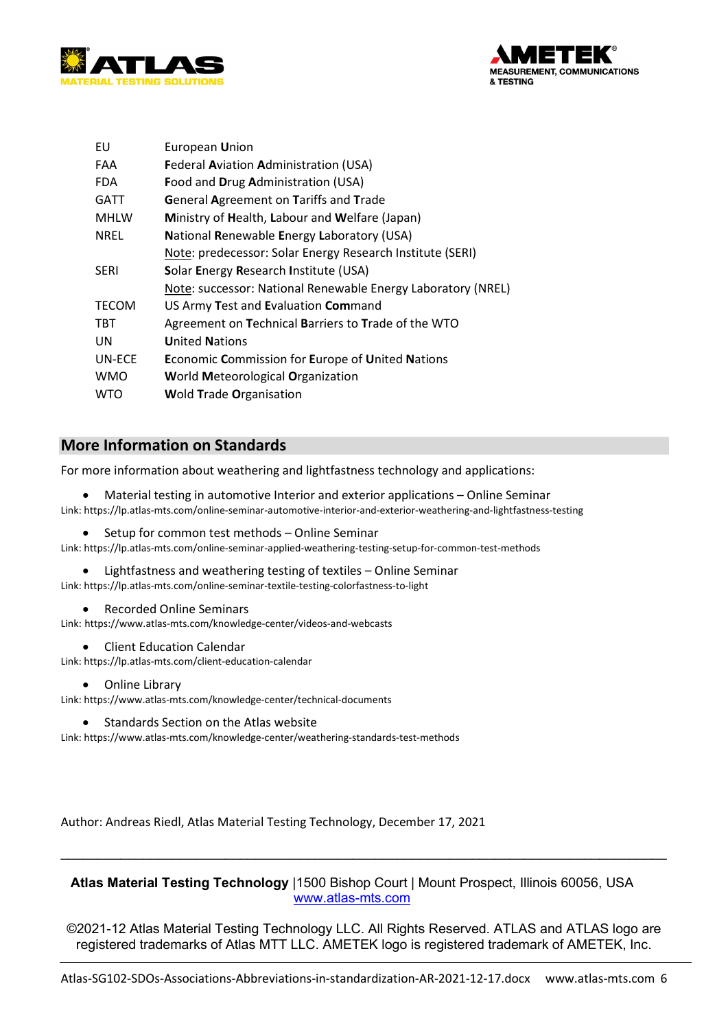| | |
|---|---|
| EU | European **U**nion |
| FAA | **F**ederal **A**viation **A**dministration (USA) |
| FDA | **F**ood and **D**rug **A**dministration (USA) |
| GATT | **G**eneral **A**greement on **T**ariffs and **T**rade |
| MHLW | **M**inistry of **H**ealth, **L**abour and **W**elfare (Japan) |
| NREL | **N**ational **R**enewable **E**nergy **L**aboratory (USA)<br>Note: predecessor: Solar Energy Research Institute (SERI) |
| SERI | **S**olar **E**nergy **R**esearch **I**nstitute (USA)<br>Note: successor: National Renewable Energy Laboratory (NREL) |
| TECOM | US Army **T**est and **E**valuation **Com**mand |
| TBT | Agreement on **T**echnical **B**arriers to **T**rade of the WTO |
| UN | **U**nited **N**ations |
| UN-ECE | **E**conomic **C**ommission for **E**urope of **U**nited **N**ations |
| WMO | **W**orld **M**eteorological **O**rganization |
| WTO | **W**old **T**rade **O**rganisation |

## More Information on Standards

For more information about weathering and lightfastness technology and applications:

- Material testing in automotive Interior and exterior applications – Online Seminar

Link: https://lp.atlas-mts.com/online-seminar-automotive-interior-and-exterior-weathering-and-lightfastness-testing

- Setup for common test methods – Online Seminar

Link: https://lp.atlas-mts.com/online-seminar-applied-weathering-testing-setup-for-common-test-methods

- Lightfastness and weathering testing of textiles – Online Seminar

Link: https://lp.atlas-mts.com/online-seminar-textile-testing-colorfastness-to-light

- Recorded Online Seminars

Link: https://www.atlas-mts.com/knowledge-center/videos-and-webcasts

- Client Education Calendar

Link: https://lp.atlas-mts.com/client-education-calendar

- Online Library

Link: https://www.atlas-mts.com/knowledge-center/technical-documents

- Standards Section on the Atlas website

Link: https://www.atlas-mts.com/knowledge-center/weathering-standards-test-methods

Author: Andreas Riedl, Atlas Material Testing Technology, December 17, 2021

---

**Atlas Material Testing Technology** |1500 Bishop Court | Mount Prospect, Illinois 60056, USA
www.atlas-mts.com

©2021-12 Atlas Material Testing Technology LLC. All Rights Reserved. ATLAS and ATLAS logo are registered trademarks of Atlas MTT LLC. AMETEK logo is registered trademark of AMETEK, Inc.